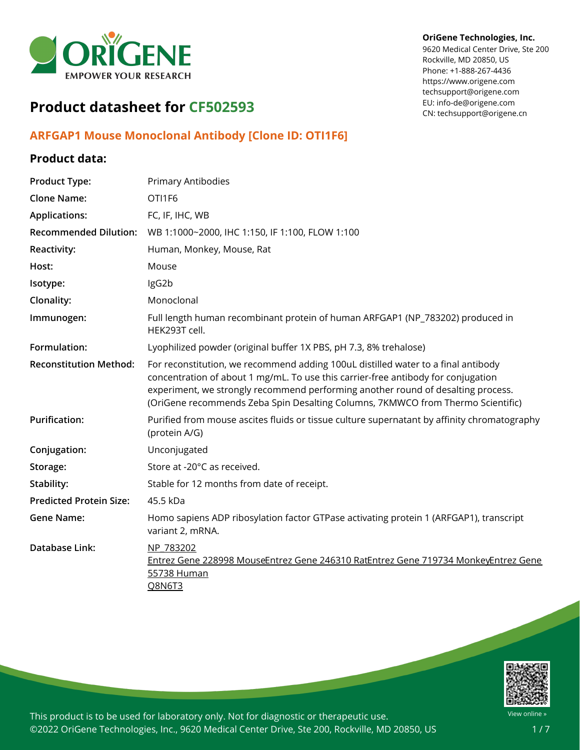**OriGene Technologies, Inc.**
9620 Medical Center Drive, Ste 200
Rockville, MD 20850, US
Phone: +1-888-267-4436
https://www.origene.com
techsupport@origene.com
EU: info-de@origene.com
CN: techsupport@origene.cn

# Product datasheet for CF502593

## ARFGAP1 Mouse Monoclonal Antibody [Clone ID: OTI1F6]

### Product data:

| | |
|---|---|
| **Product Type:** | Primary Antibodies |
| **Clone Name:** | OTI1F6 |
| **Applications:** | FC, IF, IHC, WB |
| **Recommended Dilution:** | WB 1:1000~2000, IHC 1:150, IF 1:100, FLOW 1:100 |
| **Reactivity:** | Human, Monkey, Mouse, Rat |
| **Host:** | Mouse |
| **Isotype:** | IgG2b |
| **Clonality:** | Monoclonal |
| **Immunogen:** | Full length human recombinant protein of human ARFGAP1 (NP_783202) produced in HEK293T cell. |
| **Formulation:** | Lyophilized powder (original buffer 1X PBS, pH 7.3, 8% trehalose) |
| **Reconstitution Method:** | For reconstitution, we recommend adding 100uL distilled water to a final antibody concentration of about 1 mg/mL. To use this carrier-free antibody for conjugation experiment, we strongly recommend performing another round of desalting process. (OriGene recommends Zeba Spin Desalting Columns, 7KMWCO from Thermo Scientific) |
| **Purification:** | Purified from mouse ascites fluids or tissue culture supernatant by affinity chromatography (protein A/G) |
| **Conjugation:** | Unconjugated |
| **Storage:** | Store at -20°C as received. |
| **Stability:** | Stable for 12 months from date of receipt. |
| **Predicted Protein Size:** | 45.5 kDa |
| **Gene Name:** | Homo sapiens ADP ribosylation factor GTPase activating protein 1 (ARFGAP1), transcript variant 2, mRNA. |
| **Database Link:** | NP_783202<br>Entrez Gene 228998 MouseEntrez Gene 246310 RatEntrez Gene 719734 MonkeyEntrez Gene 55738 Human<br>Q8N6T3 |

This product is to be used for laboratory only. Not for diagnostic or therapeutic use.
©2022 OriGene Technologies, Inc., 9620 Medical Center Drive, Ste 200, Rockville, MD 20850, US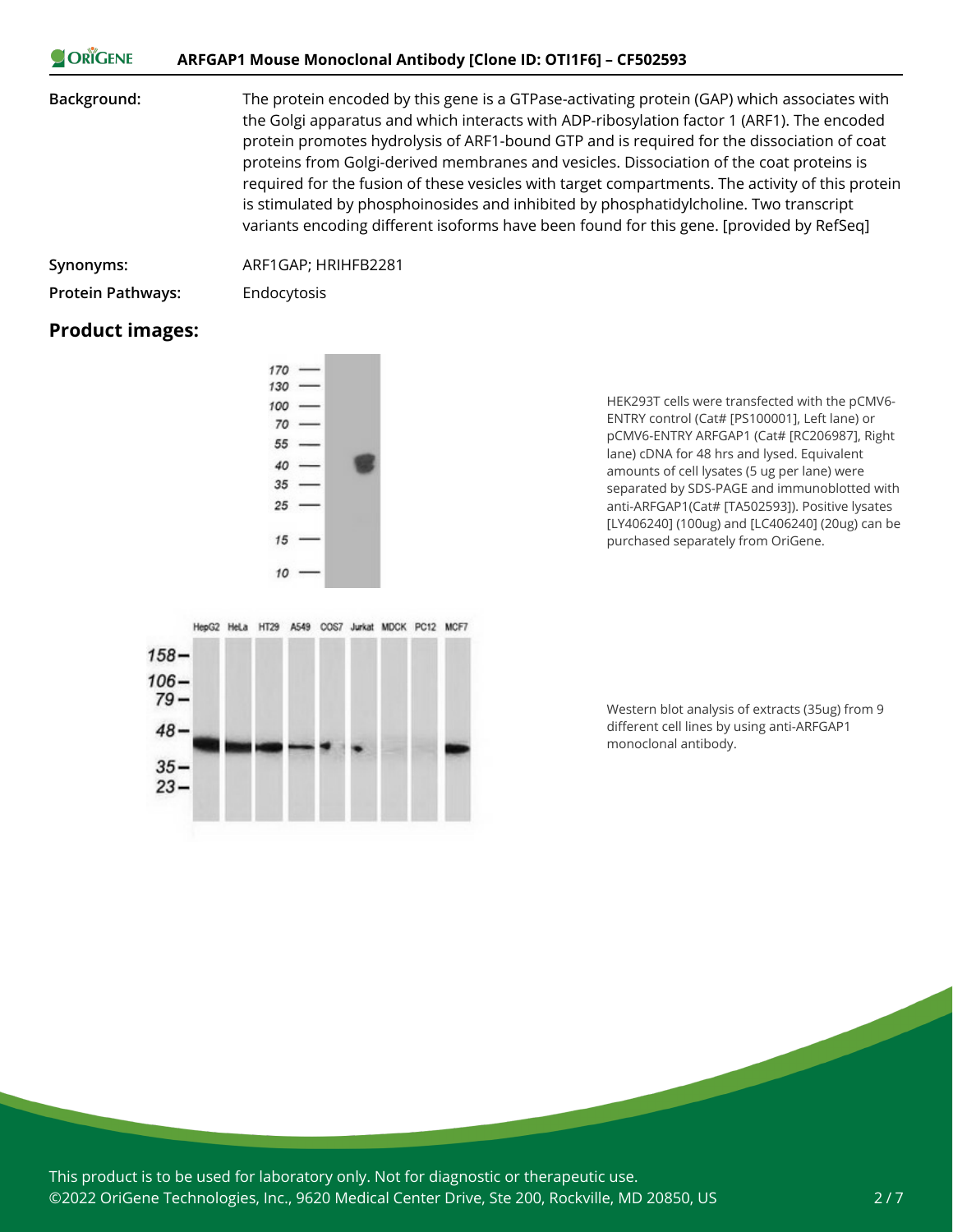**Background:** The protein encoded by this gene is a GTPase-activating protein (GAP) which associates with the Golgi apparatus and which interacts with ADP-ribosylation factor 1 (ARF1). The encoded protein promotes hydrolysis of ARF1-bound GTP and is required for the dissociation of coat proteins from Golgi-derived membranes and vesicles. Dissociation of the coat proteins is required for the fusion of these vesicles with target compartments. The activity of this protein is stimulated by phosphoinosides and inhibited by phosphatidylcholine. Two transcript variants encoding different isoforms have been found for this gene. [provided by RefSeq]

**Synonyms:** ARF1GAP; HRIHFB2281

**Protein Pathways:** Endocytosis

## Product images:

170
130
100
70
55
40
35
25
15
10

HEK293T cells were transfected with the pCMV6-ENTRY control (Cat# [PS100001], Left lane) or pCMV6-ENTRY ARFGAP1 (Cat# [RC206987], Right lane) cDNA for 48 hrs and lysed. Equivalent amounts of cell lysates (5 ug per lane) were separated by SDS-PAGE and immunoblotted with anti-ARFGAP1(Cat# [TA502593]). Positive lysates [LY406240] (100ug) and [LC406240] (20ug) can be purchased separately from OriGene.

HepG2 HeLa HT29 A549 COS7 Jurkat MDCK PC12 MCF7
158
106
79
48
35
23

Western blot analysis of extracts (35ug) from 9 different cell lines by using anti-ARFGAP1 monoclonal antibody.

This product is to be used for laboratory only. Not for diagnostic or therapeutic use.
©2022 OriGene Technologies, Inc., 9620 Medical Center Drive, Ste 200, Rockville, MD 20850, US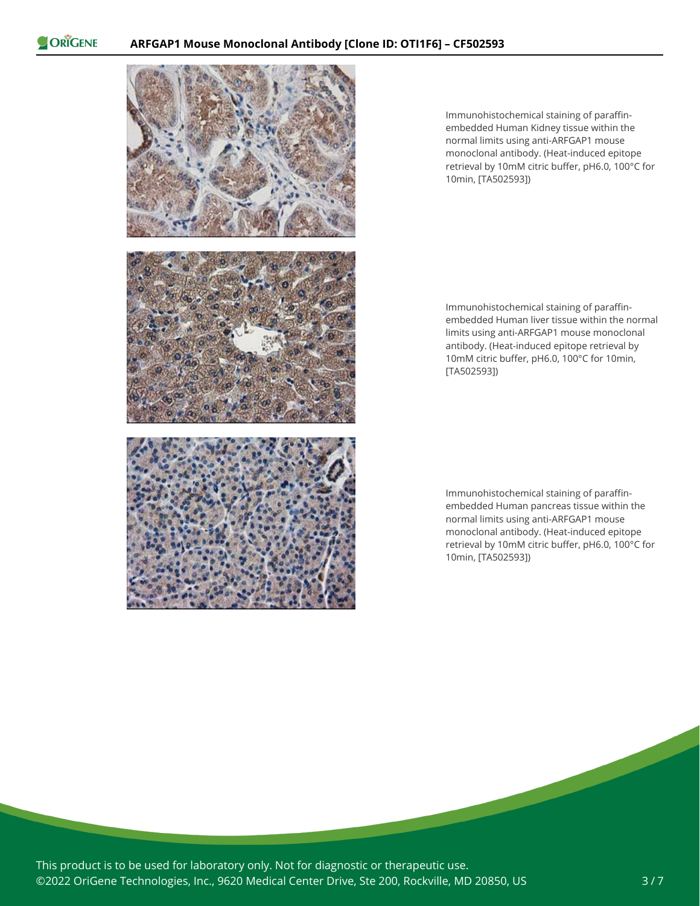Immunohistochemical staining of paraffin-embedded Human Kidney tissue within the normal limits using anti-ARFGAP1 mouse monoclonal antibody. (Heat-induced epitope retrieval by 10mM citric buffer, pH6.0, 100°C for 10min, [TA502593])

Immunohistochemical staining of paraffin-embedded Human liver tissue within the normal limits using anti-ARFGAP1 mouse monoclonal antibody. (Heat-induced epitope retrieval by 10mM citric buffer, pH6.0, 100°C for 10min, [TA502593])

Immunohistochemical staining of paraffin-embedded Human pancreas tissue within the normal limits using anti-ARFGAP1 mouse monoclonal antibody. (Heat-induced epitope retrieval by 10mM citric buffer, pH6.0, 100°C for 10min, [TA502593])

This product is to be used for laboratory only. Not for diagnostic or therapeutic use.
©2022 OriGene Technologies, Inc., 9620 Medical Center Drive, Ste 200, Rockville, MD 20850, US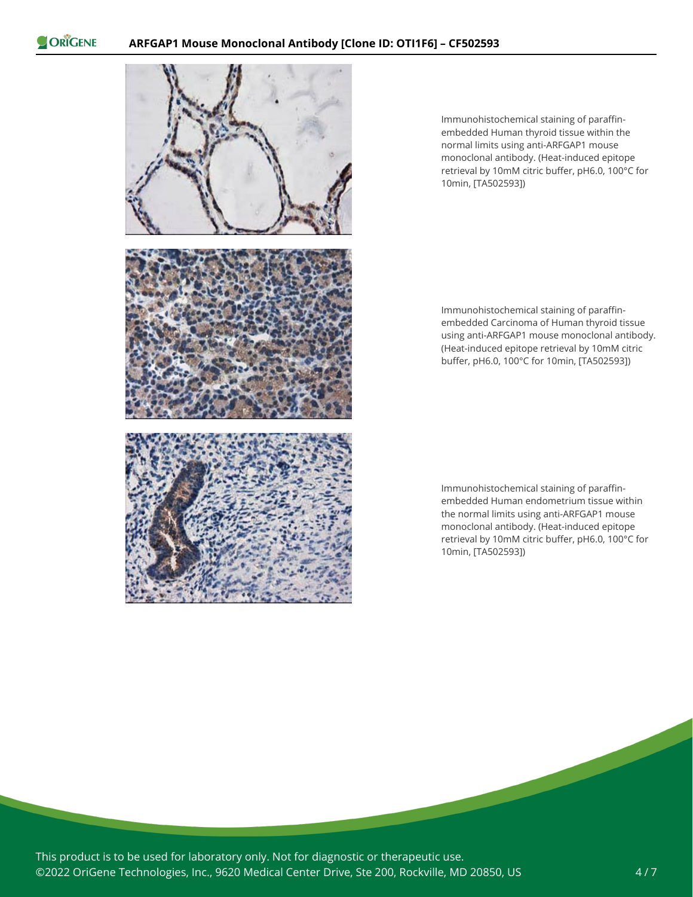Immunohistochemical staining of paraffin-embedded Human thyroid tissue within the normal limits using anti-ARFGAP1 mouse monoclonal antibody. (Heat-induced epitope retrieval by 10mM citric buffer, pH6.0, 100°C for 10min, [TA502593])

Immunohistochemical staining of paraffin-embedded Carcinoma of Human thyroid tissue using anti-ARFGAP1 mouse monoclonal antibody. (Heat-induced epitope retrieval by 10mM citric buffer, pH6.0, 100°C for 10min, [TA502593])

Immunohistochemical staining of paraffin-embedded Human endometrium tissue within the normal limits using anti-ARFGAP1 mouse monoclonal antibody. (Heat-induced epitope retrieval by 10mM citric buffer, pH6.0, 100°C for 10min, [TA502593])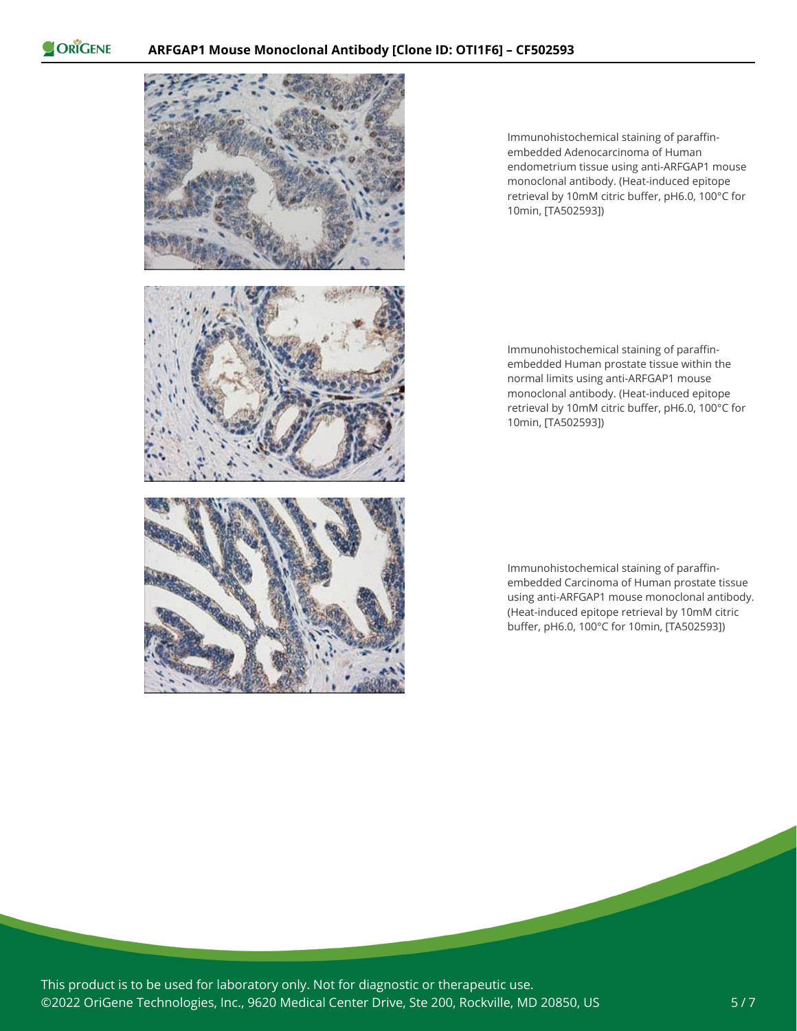Immunohistochemical staining of paraffin-embedded Adenocarcinoma of Human endometrium tissue using anti-ARFGAP1 mouse monoclonal antibody. (Heat-induced epitope retrieval by 10mM citric buffer, pH6.0, 100°C for 10min, [TA502593])

Immunohistochemical staining of paraffin-embedded Human prostate tissue within the normal limits using anti-ARFGAP1 mouse monoclonal antibody. (Heat-induced epitope retrieval by 10mM citric buffer, pH6.0, 100°C for 10min, [TA502593])

Immunohistochemical staining of paraffin-embedded Carcinoma of Human prostate tissue using anti-ARFGAP1 mouse monoclonal antibody. (Heat-induced epitope retrieval by 10mM citric buffer, pH6.0, 100°C for 10min, [TA502593])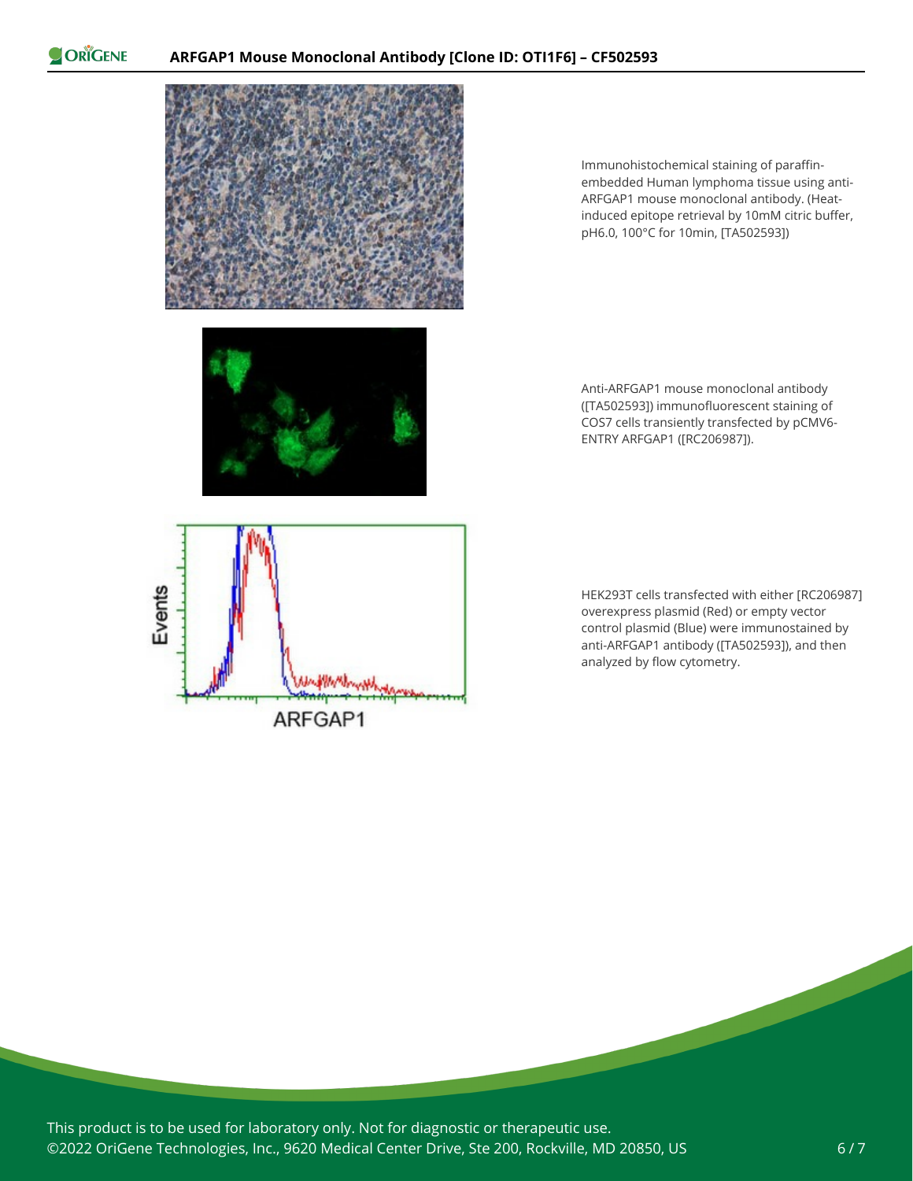Immunohistochemical staining of paraffin-embedded Human lymphoma tissue using anti-ARFGAP1 mouse monoclonal antibody. (Heat-induced epitope retrieval by 10mM citric buffer, pH6.0, 100°C for 10min, [TA502593])

Anti-ARFGAP1 mouse monoclonal antibody ([TA502593]) immunofluorescent staining of COS7 cells transiently transfected by pCMV6-ENTRY ARFGAP1 ([RC206987]).

Events

ARFGAP1

HEK293T cells transfected with either [RC206987] overexpress plasmid (Red) or empty vector control plasmid (Blue) were immunostained by anti-ARFGAP1 antibody ([TA502593]), and then analyzed by flow cytometry.

This product is to be used for laboratory only. Not for diagnostic or therapeutic use.
©2022 OriGene Technologies, Inc., 9620 Medical Center Drive, Ste 200, Rockville, MD 20850, US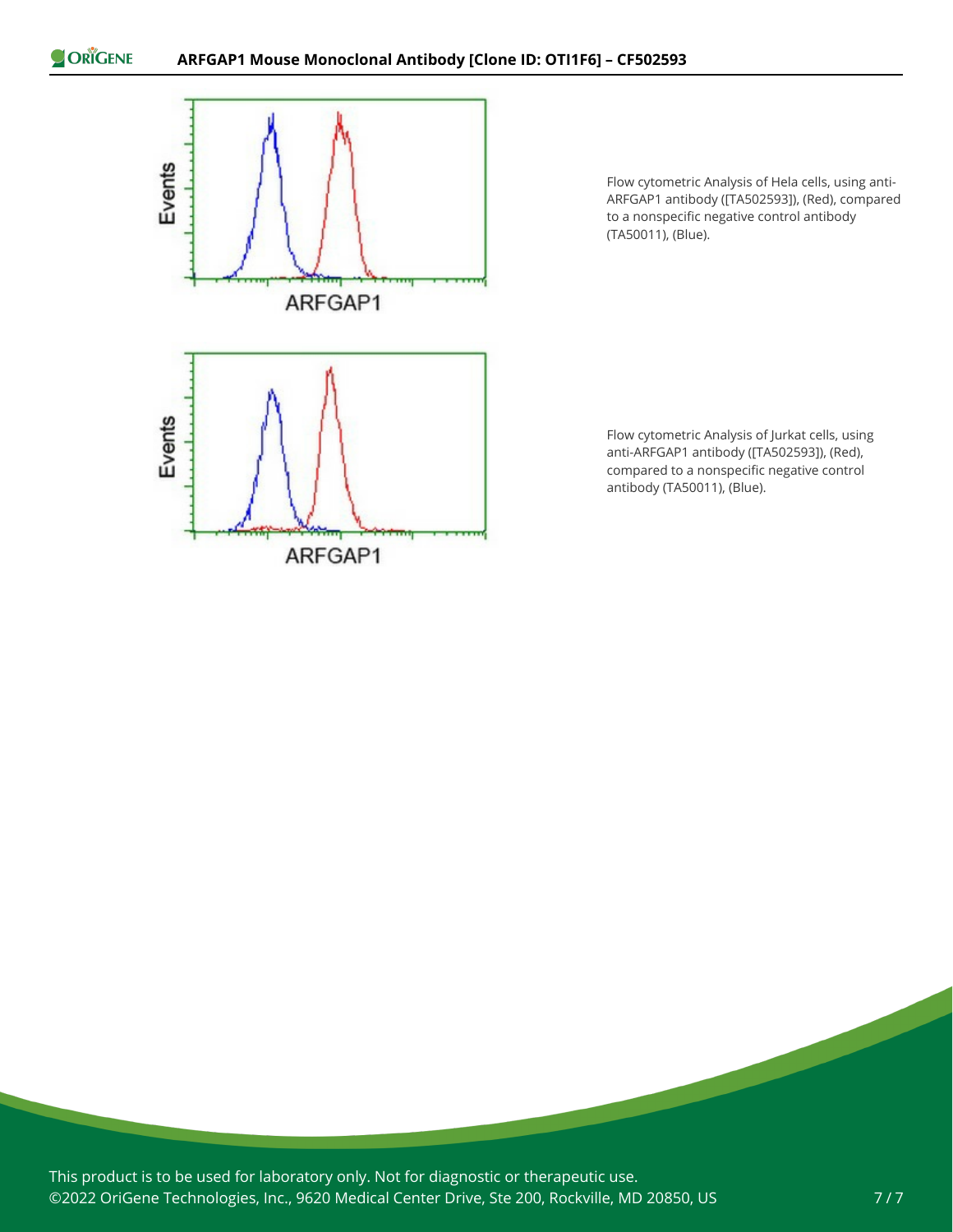Events

ARFGAP1

Flow cytometric Analysis of Hela cells, using anti-ARFGAP1 antibody ([TA502593]), (Red), compared to a nonspecific negative control antibody (TA50011), (Blue).

Events

ARFGAP1

Flow cytometric Analysis of Jurkat cells, using anti-ARFGAP1 antibody ([TA502593]), (Red), compared to a nonspecific negative control antibody (TA50011), (Blue).